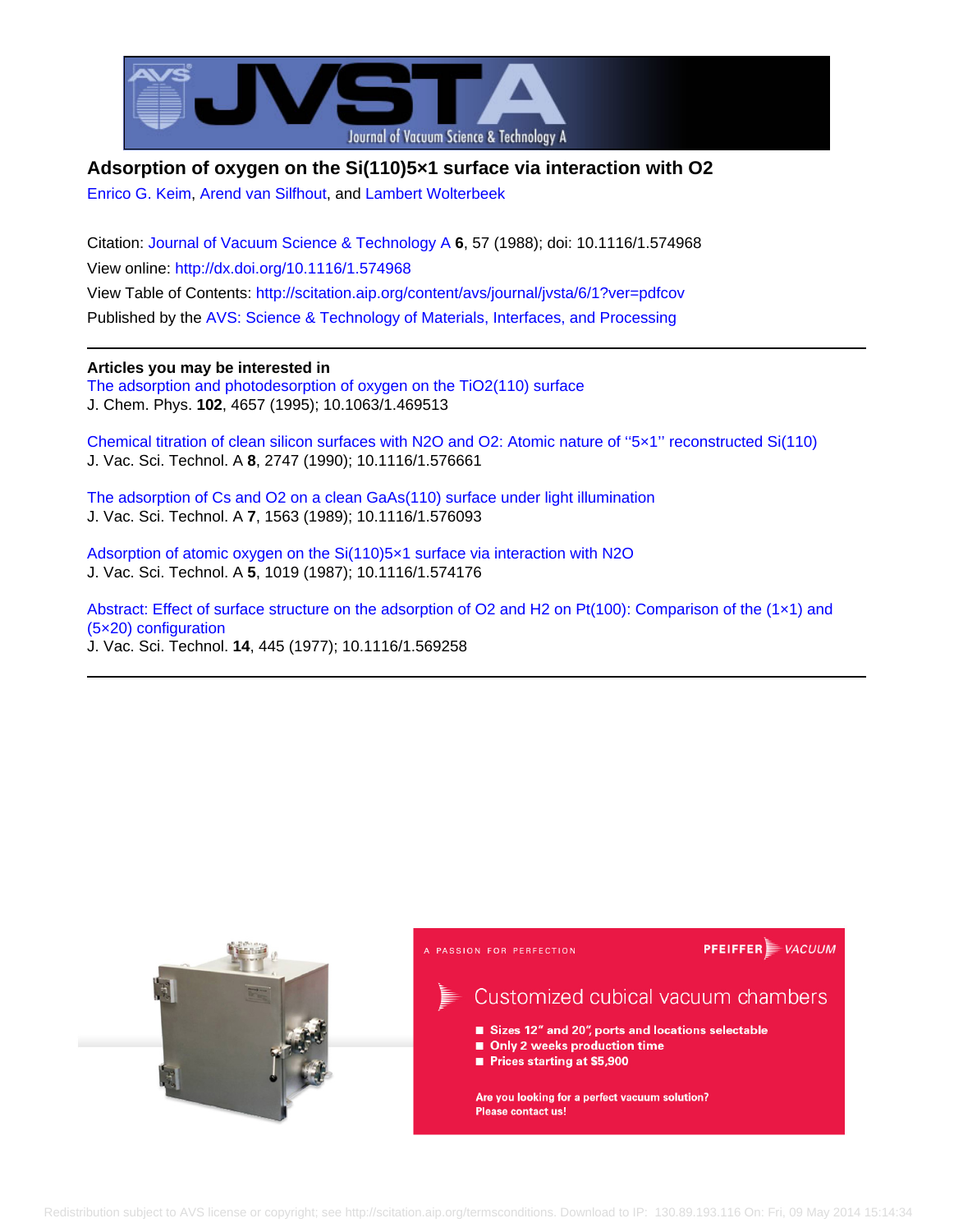# Adsorption of oxygen on the Si(110)5×1 surface via interaction with O2

Enrico G. Keim, Arend van Silfhout, and Lambert Wolterbeek

Citation: Journal of Vacuum Science & Technology A **6**, 57 (1988); doi: 10.1116/1.574968

View online: http://dx.doi.org/10.1116/1.574968

View Table of Contents: http://scitation.aip.org/content/avs/journal/jvsta/6/1?ver=pdfcov

Published by the AVS: Science & Technology of Materials, Interfaces, and Processing

---

**Articles you may be interested in**

The adsorption and photodesorption of oxygen on the TiO2(110) surface
J. Chem. Phys. **102**, 4657 (1995); 10.1063/1.469513

Chemical titration of clean silicon surfaces with N2O and O2: Atomic nature of ''5×1'' reconstructed Si(110)
J. Vac. Sci. Technol. A **8**, 2747 (1990); 10.1116/1.576661

The adsorption of Cs and O2 on a clean GaAs(110) surface under light illumination
J. Vac. Sci. Technol. A **7**, 1563 (1989); 10.1116/1.576093

Adsorption of atomic oxygen on the Si(110)5×1 surface via interaction with N2O
J. Vac. Sci. Technol. A **5**, 1019 (1987); 10.1116/1.574176

Abstract: Effect of surface structure on the adsorption of O2 and H2 on Pt(100): Comparison of the (1×1) and (5×20) configuration
J. Vac. Sci. Technol. **14**, 445 (1977); 10.1116/1.569258

---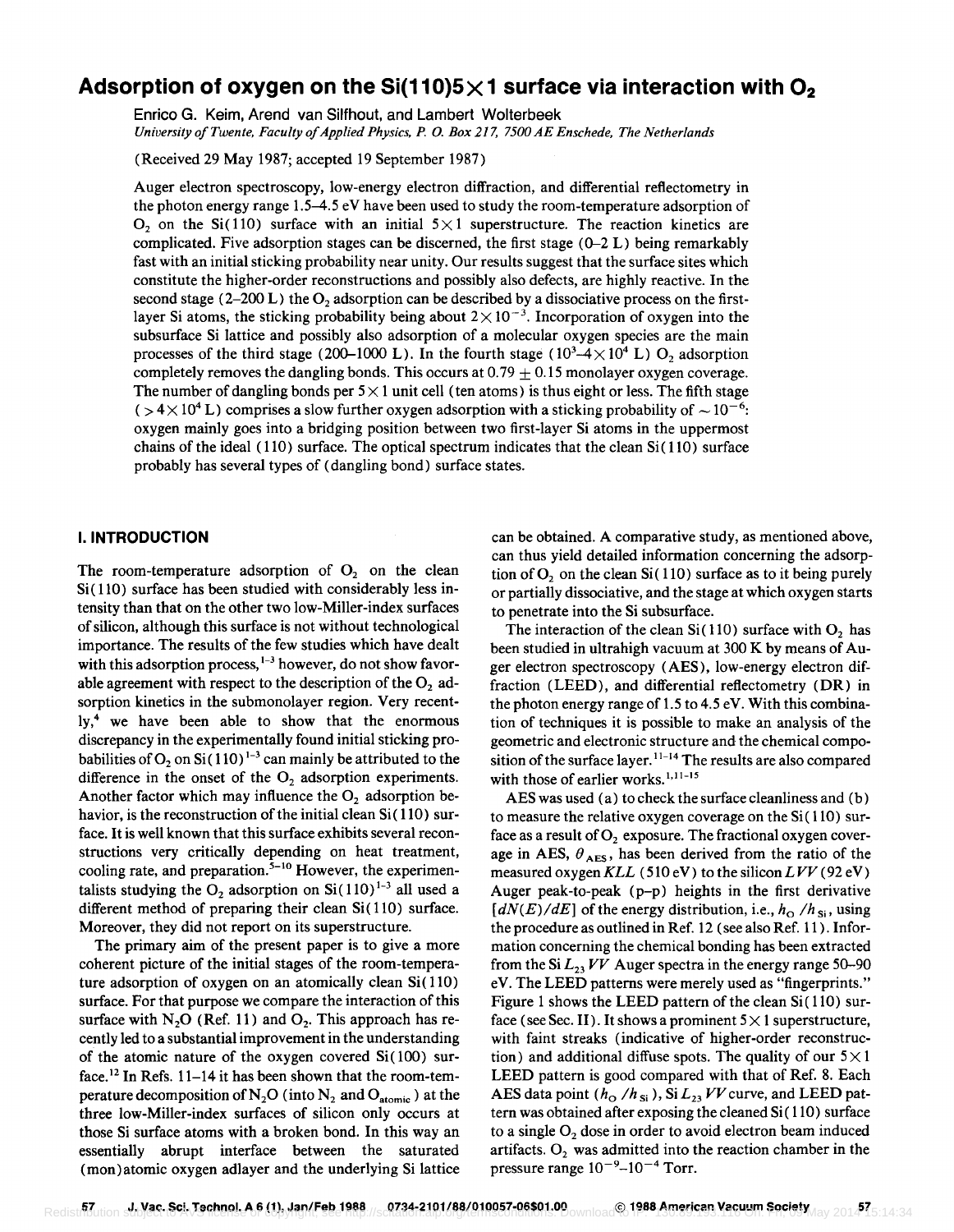# Adsorption of oxygen on the Si(110)5×1 surface via interaction with $O_2$

Enrico G. Keim, Arend van Silfhout, and Lambert Wolterbeek

*University of Twente, Faculty of Applied Physics, P. O. Box 217, 7500 AE Enschede, The Netherlands*

(Received 29 May 1987; accepted 19 September 1987)

Auger electron spectroscopy, low-energy electron diffraction, and differential reflectometry in the photon energy range 1.5–4.5 eV have been used to study the room-temperature adsorption of $O_2$ on the Si(110) surface with an initial 5×1 superstructure. The reaction kinetics are complicated. Five adsorption stages can be discerned, the first stage (0–2 L) being remarkably fast with an initial sticking probability near unity. Our results suggest that the surface sites which constitute the higher-order reconstructions and possibly also defects, are highly reactive. In the second stage (2–200 L) the $O_2$ adsorption can be described by a dissociative process on the first-layer Si atoms, the sticking probability being about $2 \times 10^{-3}$. Incorporation of oxygen into the subsurface Si lattice and possibly also adsorption of a molecular oxygen species are the main processes of the third stage (200–1000 L). In the fourth stage ($10^3$–$4 \times 10^4$ L) $O_2$ adsorption completely removes the dangling bonds. This occurs at $0.79 \pm 0.15$ monolayer oxygen coverage. The number of dangling bonds per 5×1 unit cell (ten atoms) is thus eight or less. The fifth stage ($> 4 \times 10^4$ L) comprises a slow further oxygen adsorption with a sticking probability of $\sim 10^{-6}$: oxygen mainly goes into a bridging position between two first-layer Si atoms in the uppermost chains of the ideal (110) surface. The optical spectrum indicates that the clean Si(110) surface probably has several types of (dangling bond) surface states.

## I. INTRODUCTION

The room-temperature adsorption of $O_2$ on the clean Si(110) surface has been studied with considerably less intensity than that on the other two low-Miller-index surfaces of silicon, although this surface is not without technological importance. The results of the few studies which have dealt with this adsorption process,[1–3] however, do not show favorable agreement with respect to the description of the $O_2$ adsorption kinetics in the submonolayer region. Very recently,[4] we have been able to show that the enormous discrepancy in the experimentally found initial sticking probabilities of $O_2$ on Si(110)[1–3] can mainly be attributed to the difference in the onset of the $O_2$ adsorption experiments. Another factor which may influence the $O_2$ adsorption behavior, is the reconstruction of the initial clean Si(110) surface. It is well known that this surface exhibits several reconstructions very critically depending on heat treatment, cooling rate, and preparation.[5–10] However, the experimentalists studying the $O_2$ adsorption on Si(110)[1–3] all used a different method of preparing their clean Si(110) surface. Moreover, they did not report on its superstructure.

The primary aim of the present paper is to give a more coherent picture of the initial stages of the room-temperature adsorption of oxygen on an atomically clean Si(110) surface. For that purpose we compare the interaction of this surface with $N_2O$ (Ref. 11) and $O_2$. This approach has recently led to a substantial improvement in the understanding of the atomic nature of the oxygen covered Si(100) surface.[12] In Refs. 11–14 it has been shown that the room-temperature decomposition of $N_2O$ (into $N_2$ and $O_{atomic}$) at the three low-Miller-index surfaces of silicon only occurs at those Si surface atoms with a broken bond. In this way an essentially abrupt interface between the saturated (mon)atomic oxygen adlayer and the underlying Si lattice can be obtained. A comparative study, as mentioned above, can thus yield detailed information concerning the adsorption of $O_2$ on the clean Si(110) surface as to it being purely or partially dissociative, and the stage at which oxygen starts to penetrate into the Si subsurface.

The interaction of the clean Si(110) surface with $O_2$ has been studied in ultrahigh vacuum at 300 K by means of Auger electron spectroscopy (AES), low-energy electron diffraction (LEED), and differential reflectometry (DR) in the photon energy range of 1.5 to 4.5 eV. With this combination of techniques it is possible to make an analysis of the geometric and electronic structure and the chemical composition of the surface layer.[11–14] The results are also compared with those of earlier works.[1,11–15]

AES was used (a) to check the surface cleanliness and (b) to measure the relative oxygen coverage on the Si(110) surface as a result of $O_2$ exposure. The fractional oxygen coverage in AES, $\theta_{AES}$, has been derived from the ratio of the measured oxygen *KLL* (510 eV) to the silicon *LVV* (92 eV) Auger peak-to-peak (p–p) heights in the first derivative $[dN(E)/dE]$ of the energy distribution, i.e., $h_O/h_{Si}$, using the procedure as outlined in Ref. 12 (see also Ref. 11). Information concerning the chemical bonding has been extracted from the Si $L_{23}VV$ Auger spectra in the energy range 50–90 eV. The LEED patterns were merely used as "fingerprints." Figure 1 shows the LEED pattern of the clean Si(110) surface (see Sec. II). It shows a prominent 5×1 superstructure, with faint streaks (indicative of higher-order reconstruction) and additional diffuse spots. The quality of our 5×1 LEED pattern is good compared with that of Ref. 8. Each AES data point ($h_O/h_{Si}$), Si $L_{23}VV$ curve, and LEED pattern was obtained after exposing the cleaned Si(110) surface to a single $O_2$ dose in order to avoid electron beam induced artifacts. $O_2$ was admitted into the reaction chamber in the pressure range $10^{-9}$–$10^{-4}$ Torr.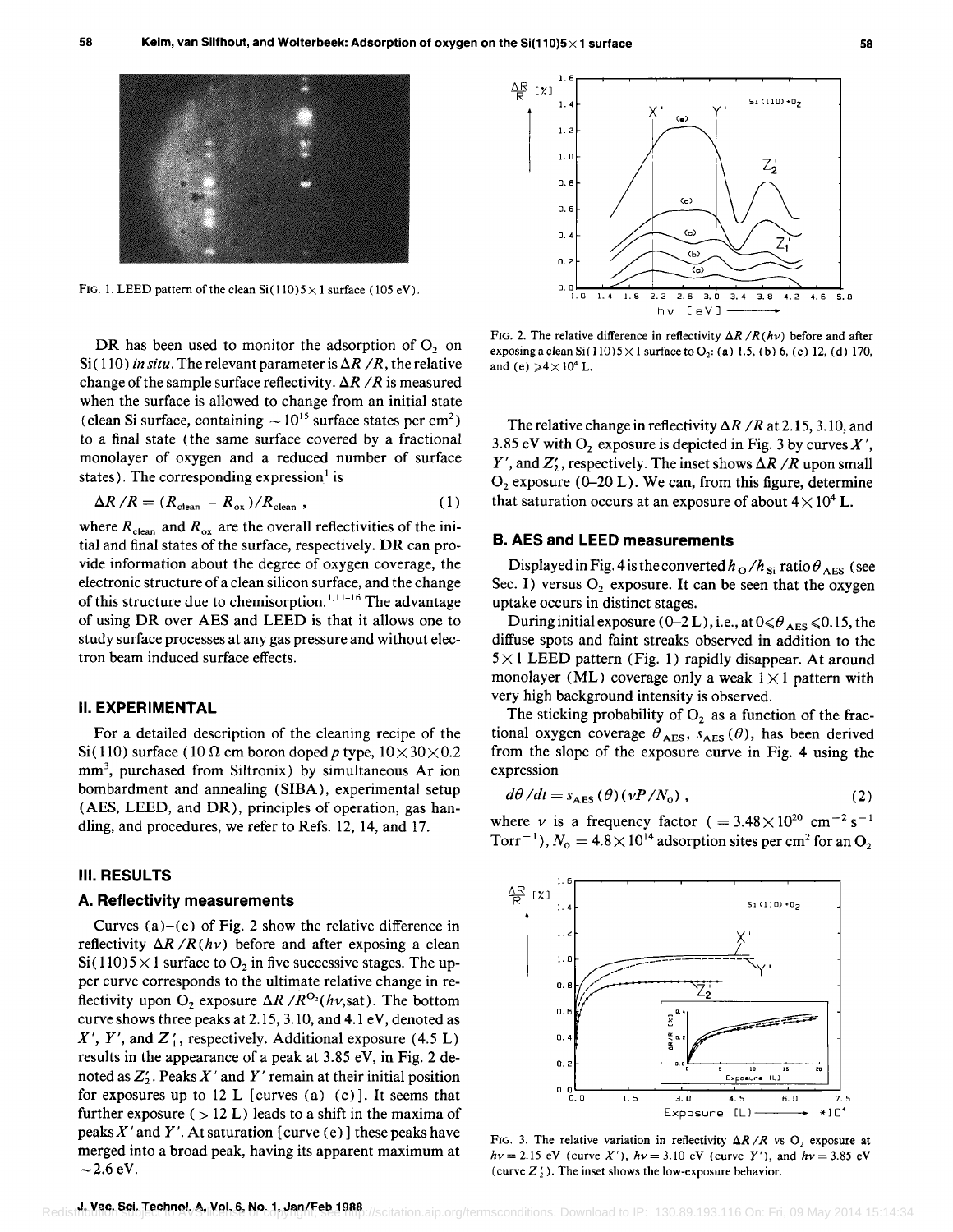FIG. 1. LEED pattern of the clean Si(110)5×1 surface (105 eV).

FIG. 2. The relative difference in reflectivity $\Delta R/R(h\nu)$ before and after exposing a clean Si(110)5×1 surface to $O_2$: (a) 1.5, (b) 6, (c) 12, (d) 170, and (e) $\geqslant 4\times10^4$ L.

DR has been used to monitor the adsorption of $O_2$ on Si(110) *in situ*. The relevant parameter is $\Delta R/R$, the relative change of the sample surface reflectivity. $\Delta R/R$ is measured when the surface is allowed to change from an initial state (clean Si surface, containing $\sim 10^{15}$ surface states per $cm^2$) to a final state (the same surface covered by a fractional monolayer of oxygen and a reduced number of surface states). The corresponding expression[1] is

$$\Delta R/R = (R_{\text{clean}} - R_{\text{ox}})/R_{\text{clean}}, \tag{1}$$

where $R_{\text{clean}}$ and $R_{\text{ox}}$ are the overall reflectivities of the initial and final states of the surface, respectively. DR can provide information about the degree of oxygen coverage, the electronic structure of a clean silicon surface, and the change of this structure due to chemisorption.[1,11-16] The advantage of using DR over AES and LEED is that it allows one to study surface processes at any gas pressure and without electron beam induced surface effects.

## II. EXPERIMENTAL

For a detailed description of the cleaning recipe of the Si(110) surface (10 Ω cm boron doped *p* type, $10\times30\times0.2$ $mm^3$, purchased from Siltronix) by simultaneous Ar ion bombardment and annealing (SIBA), experimental setup (AES, LEED, and DR), principles of operation, gas handling, and procedures, we refer to Refs. 12, 14, and 17.

## III. RESULTS

### A. Reflectivity measurements

Curves (a)–(e) of Fig. 2 show the relative difference in reflectivity $\Delta R/R(h\nu)$ before and after exposing a clean Si(110)5×1 surface to $O_2$ in five successive stages. The upper curve corresponds to the ultimate relative change in reflectivity upon $O_2$ exposure $\Delta R/R^{O_2}(h\nu,\text{sat})$. The bottom curve shows three peaks at 2.15, 3.10, and 4.1 eV, denoted as $X'$, $Y'$, and $Z_1'$, respectively. Additional exposure (4.5 L) results in the appearance of a peak at 3.85 eV, in Fig. 2 denoted as $Z_2'$. Peaks $X'$ and $Y'$ remain at their initial position for exposures up to 12 L [curves (a)–(c)]. It seems that further exposure (> 12 L) leads to a shift in the maxima of peaks $X'$ and $Y'$. At saturation [curve (e)] these peaks have merged into a broad peak, having its apparent maximum at $\sim 2.6$ eV.

The relative change in reflectivity $\Delta R/R$ at 2.15, 3.10, and 3.85 eV with $O_2$ exposure is depicted in Fig. 3 by curves $X'$, $Y'$, and $Z_2'$, respectively. The inset shows $\Delta R/R$ upon small $O_2$ exposure (0–20 L). We can, from this figure, determine that saturation occurs at an exposure of about $4\times10^4$ L.

### B. AES and LEED measurements

Displayed in Fig. 4 is the converted $h_O/h_{Si}$ ratio $\theta_{AES}$ (see Sec. I) versus $O_2$ exposure. It can be seen that the oxygen uptake occurs in distinct stages.

During initial exposure (0–2 L), i.e., at $0\leqslant\theta_{AES}\leqslant0.15$, the diffuse spots and faint streaks observed in addition to the 5×1 LEED pattern (Fig. 1) rapidly disappear. At around monolayer (ML) coverage only a weak 1×1 pattern with very high background intensity is observed.

The sticking probability of $O_2$ as a function of the fractional oxygen coverage $\theta_{AES}$, $s_{AES}(\theta)$, has been derived from the slope of the exposure curve in Fig. 4 using the expression

$$d\theta/dt = s_{AES}(\theta)(\nu P/N_0), \tag{2}$$

where $\nu$ is a frequency factor ($= 3.48\times10^{20}$ $cm^{-2}\,s^{-1}$ $Torr^{-1}$), $N_0 = 4.8\times10^{14}$ adsorption sites per $cm^2$ for an $O_2$

FIG. 3. The relative variation in reflectivity $\Delta R/R$ vs $O_2$ exposure at $h\nu = 2.15$ eV (curve $X'$), $h\nu = 3.10$ eV (curve $Y'$), and $h\nu = 3.85$ eV (curve $Z_2'$). The inset shows the low-exposure behavior.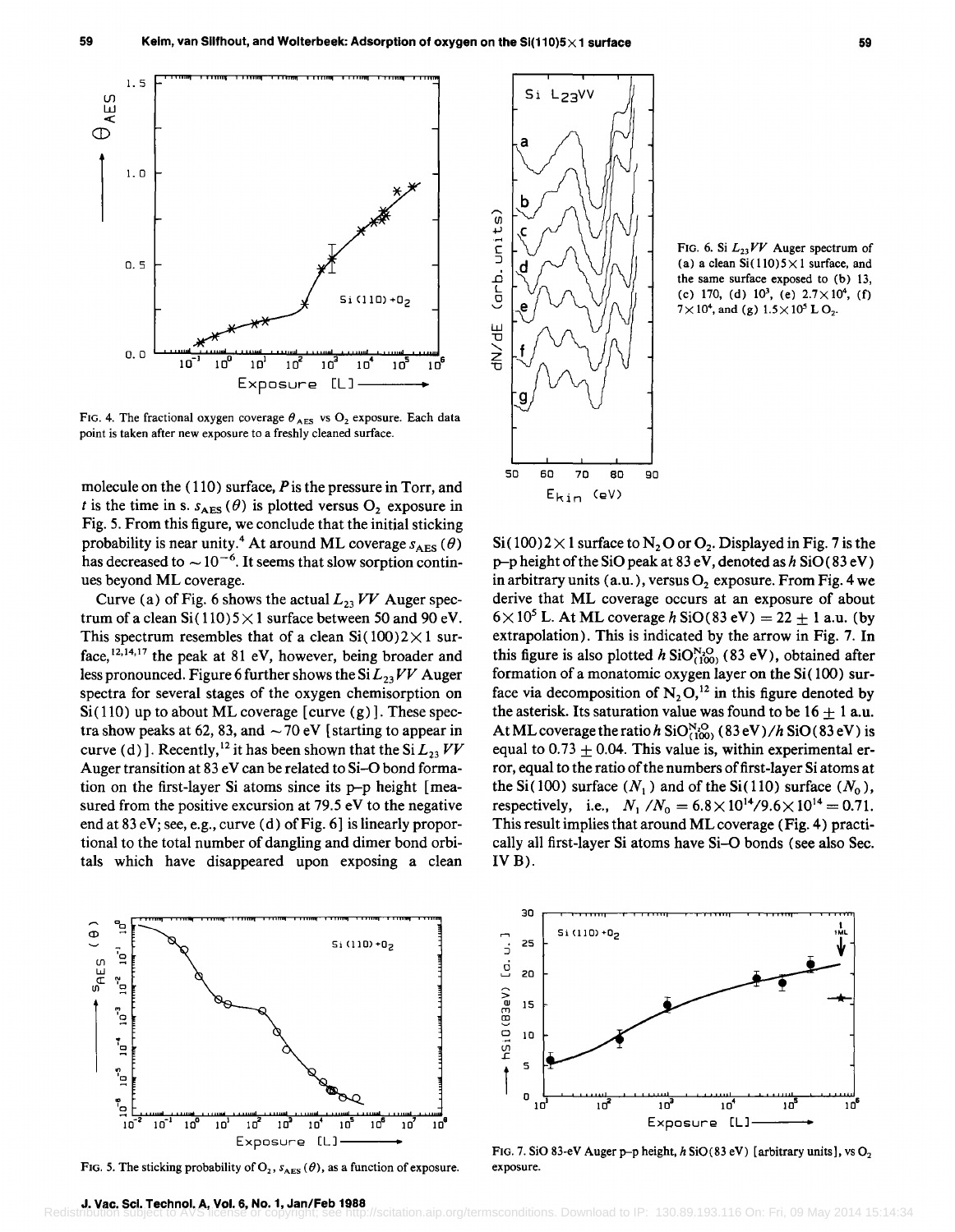FIG. 4. The fractional oxygen coverage $\theta_{AES}$ vs $O_2$ exposure. Each data point is taken after new exposure to a freshly cleaned surface.

molecule on the (110) surface, $P$ is the pressure in Torr, and $t$ is the time in s. $s_{AES}(\theta)$ is plotted versus $O_2$ exposure in Fig. 5. From this figure, we conclude that the initial sticking probability is near unity.[4] At around ML coverage $s_{AES}(\theta)$ has decreased to $\sim 10^{-6}$. It seems that slow sorption continues beyond ML coverage.

Curve (a) of Fig. 6 shows the actual $L_{23}VV$ Auger spectrum of a clean Si(110)5×1 surface between 50 and 90 eV. This spectrum resembles that of a clean Si(100)2×1 surface,[12,14,17] the peak at 81 eV, however, being broader and less pronounced. Figure 6 further shows the Si $L_{23}VV$ Auger spectra for several stages of the oxygen chemisorption on Si(110) up to about ML coverage [curve (g)]. These spectra show peaks at 62, 83, and ~70 eV [starting to appear in curve (d)]. Recently,[12] it has been shown that the Si $L_{23}VV$ Auger transition at 83 eV can be related to Si–O bond formation on the first-layer Si atoms since its p–p height [measured from the positive excursion at 79.5 eV to the negative end at 83 eV; see, e.g., curve (d) of Fig. 6] is linearly proportional to the total number of dangling and dimer bond orbitals which have disappeared upon exposing a clean Si(100)2×1 surface to $N_2O$ or $O_2$. Displayed in Fig. 7 is the p–p height of the SiO peak at 83 eV, denoted as $h$ SiO(83 eV) in arbitrary units (a.u.), versus $O_2$ exposure. From Fig. 4 we derive that ML coverage occurs at an exposure of about $6\times10^5$ L. At ML coverage $h$ SiO(83 eV) = 22 ± 1 a.u. (by extrapolation). This is indicated by the arrow in Fig. 7. In this figure is also plotted $h\ \mathrm{SiO}^{N_2O}_{(100)}$ (83 eV), obtained after formation of a monatomic oxygen layer on the Si(100) surface via decomposition of $N_2O$,[12] in this figure denoted by the asterisk. Its saturation value was found to be 16 ± 1 a.u. At ML coverage the ratio $h\ \mathrm{SiO}^{N_2O}_{(100)}$ (83 eV)/$h$ SiO(83 eV) is equal to 0.73 ± 0.04. This value is, within experimental error, equal to the ratio of the numbers of first-layer Si atoms at the Si(100) surface ($N_1$) and of the Si(110) surface ($N_0$), respectively, i.e., $N_1/N_0 = 6.8\times10^{14}/9.6\times10^{14} = 0.71$. This result implies that around ML coverage (Fig. 4) practically all first-layer Si atoms have Si–O bonds (see also Sec. IV B).

FIG. 6. Si $L_{23}VV$ Auger spectrum of (a) a clean Si(110)5×1 surface, and the same surface exposed to (b) 13, (c) 170, (d) $10^3$, (e) $2.7\times10^4$, (f) $7\times10^4$, and (g) $1.5\times10^5$ L $O_2$.

FIG. 5. The sticking probability of $O_2$, $s_{AES}(\theta)$, as a function of exposure.

FIG. 7. SiO 83-eV Auger p–p height, $h$ SiO(83 eV) [arbitrary units], vs $O_2$ exposure.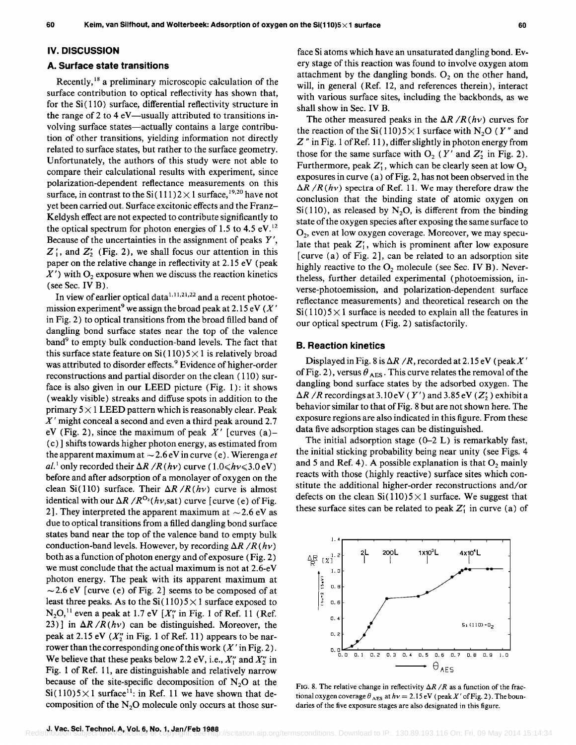## IV. DISCUSSION

### A. Surface state transitions

Recently,[18] a preliminary microscopic calculation of the surface contribution to optical reflectivity has shown that, for the Si(110) surface, differential reflectivity structure in the range of 2 to 4 eV—usually attributed to transitions involving surface states—actually contains a large contribution of other transitions, yielding information not directly related to surface states, but rather to the surface geometry. Unfortunately, the authors of this study were not able to compare their calculational results with experiment, since polarization-dependent reflectance measurements on this surface, in contrast to the Si(111)2×1 surface,[19,20] have not yet been carried out. Surface excitonic effects and the Franz–Keldysh effect are not expected to contribute significantly to the optical spectrum for photon energies of 1.5 to 4.5 eV.[12] Because of the uncertainties in the assignment of peaks $Y'$, $Z_1'$, and $Z_2'$ (Fig. 2), we shall focus our attention in this paper on the relative change in reflectivity at 2.15 eV (peak $X'$) with $O_2$ exposure when we discuss the reaction kinetics (see Sec. IV B).

In view of earlier optical data[1,11,21,22] and a recent photoemission experiment[9] we assign the broad peak at 2.15 eV ($X'$ in Fig. 2) to optical transitions from the broad filled band of dangling bond surface states near the top of the valence band[9] to empty bulk conduction-band levels. The fact that this surface state feature on Si(110)5×1 is relatively broad was attributed to disorder effects.[9] Evidence of higher-order reconstructions and partial disorder on the clean (110) surface is also given in our LEED picture (Fig. 1): it shows (weakly visible) streaks and diffuse spots in addition to the primary 5×1 LEED pattern which is reasonably clear. Peak $X'$ might conceal a second and even a third peak around 2.7 eV (Fig. 2), since the maximum of peak $X'$ [curves (a)–(c)] shifts towards higher photon energy, as estimated from the apparent maximum at ~2.6 eV in curve (e). Wierenga *et al.*[1] only recorded their $\Delta R/R(h\nu)$ curve ($1.0 \leqslant h\nu \leqslant 3.0$ eV) before and after adsorption of a monolayer of oxygen on the clean Si(110) surface. Their $\Delta R/R(h\nu)$ curve is almost identical with our $\Delta R/R^{O_2}(h\nu,\text{sat})$ curve [curve (e) of Fig. 2]. They interpreted the apparent maximum at ~2.6 eV as due to optical transitions from a filled dangling bond surface states band near the top of the valence band to empty bulk conduction-band levels. However, by recording $\Delta R/R(h\nu)$ both as a function of photon energy and of exposure (Fig. 2) we must conclude that the actual maximum is not at 2.6-eV photon energy. The peak with its apparent maximum at ~2.6 eV [curve (e) of Fig. 2] seems to be composed of at least three peaks. As to the Si(110)5×1 surface exposed to $N_2O$,[11] even a peak at 1.7 eV [$X_1''$ in Fig. 1 of Ref. 11 (Ref. 23)] in $\Delta R/R(h\nu)$ can be distinguished. Moreover, the peak at 2.15 eV ($X_2''$ in Fig. 1 of Ref. 11) appears to be narrower than the corresponding one of this work ($X'$ in Fig. 2). We believe that these peaks below 2.2 eV, i.e., $X_1''$ and $X_2''$ in Fig. 1 of Ref. 11, are distinguishable and relatively narrow because of the site-specific decomposition of $N_2O$ at the Si(110)5×1 surface[11]: in Ref. 11 we have shown that decomposition of the $N_2O$ molecule only occurs at those surface Si atoms which have an unsaturated dangling bond. Every stage of this reaction was found to involve oxygen atom attachment by the dangling bonds. $O_2$ on the other hand, will, in general (Ref. 12, and references therein), interact with various surface sites, including the backbonds, as we shall show in Sec. IV B.

The other measured peaks in the $\Delta R/R(h\nu)$ curves for the reaction of the Si(110)5×1 surface with $N_2O$ ($Y''$ and $Z''$ in Fig. 1 of Ref. 11), differ slightly in photon energy from those for the same surface with $O_2$ ($Y'$ and $Z_2'$ in Fig. 2). Furthermore, peak $Z_1'$, which can be clearly seen at low $O_2$ exposures in curve (a) of Fig. 2, has not been observed in the $\Delta R/R(h\nu)$ spectra of Ref. 11. We may therefore draw the conclusion that the binding state of atomic oxygen on Si(110), as released by $N_2O$, is different from the binding state of the oxygen species after exposing the same surface to $O_2$, even at low oxygen coverage. Moreover, we may speculate that peak $Z_1'$, which is prominent after low exposure [curve (a) of Fig. 2], can be related to an adsorption site highly reactive to the $O_2$ molecule (see Sec. IV B). Nevertheless, further detailed experimental (photoemission, inverse-photoemission, and polarization-dependent surface reflectance measurements) and theoretical research on the Si(110)5×1 surface is needed to explain all the features in our optical spectrum (Fig. 2) satisfactorily.

### B. Reaction kinetics

Displayed in Fig. 8 is $\Delta R/R$, recorded at 2.15 eV (peak $X'$ of Fig. 2), versus $\theta_{\text{AES}}$. This curve relates the removal of the dangling bond surface states by the adsorbed oxygen. The $\Delta R/R$ recordings at 3.10 eV ($Y'$) and 3.85 eV ($Z_2'$) exhibit a behavior similar to that of Fig. 8 but are not shown here. The exposure regions are also indicated in this figure. From these data five adsorption stages can be distinguished.

The initial adsorption stage (0–2 L) is remarkably fast, the initial sticking probability being near unity (see Figs. 4 and 5 and Ref. 4). A possible explanation is that $O_2$ mainly reacts with those (highly reactive) surface sites which constitute the additional higher-order reconstructions and/or defects on the clean Si(110)5×1 surface. We suggest that these surface sites can be related to peak $Z_1'$ in curve (a) of

FIG. 8. The relative change in reflectivity $\Delta R/R$ as a function of the fractional oxygen coverage $\theta_{\text{AES}}$ at $h\nu = 2.15$ eV (peak $X'$ of Fig. 2). The boundaries of the five exposure stages are also designated in this figure.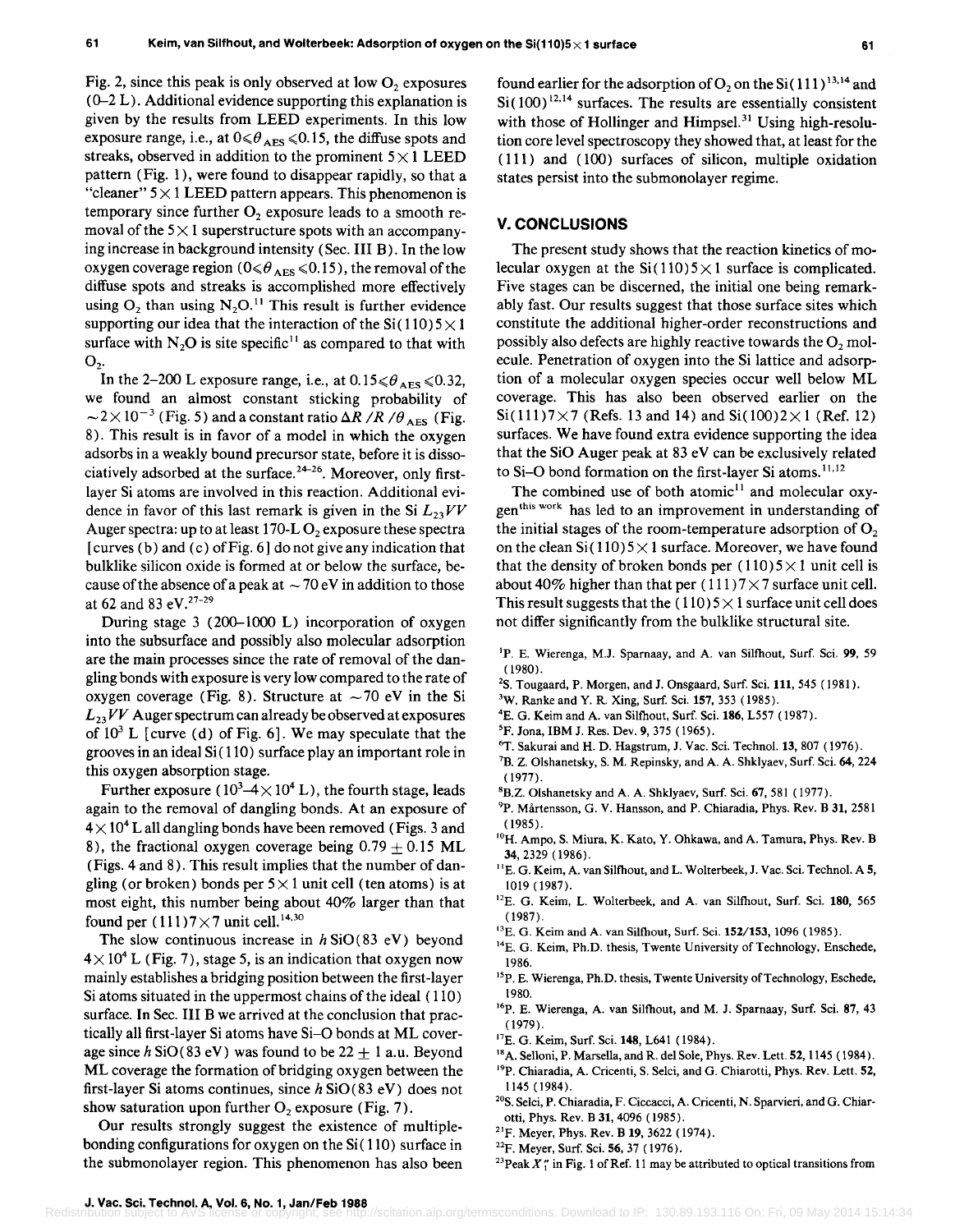Fig. 2, since this peak is only observed at low $O_2$ exposures (0–2 L). Additional evidence supporting this explanation is given by the results from LEED experiments. In this low exposure range, i.e., at $0 \leqslant \theta_{AES} \leqslant 0.15$, the diffuse spots and streaks, observed in addition to the prominent $5\times1$ LEED pattern (Fig. 1), were found to disappear rapidly, so that a "cleaner" $5\times1$ LEED pattern appears. This phenomenon is temporary since further $O_2$ exposure leads to a smooth removal of the $5\times1$ superstructure spots with an accompanying increase in background intensity (Sec. III B). In the low oxygen coverage region ($0 \leqslant \theta_{AES} \leqslant 0.15$), the removal of the diffuse spots and streaks is accomplished more effectively using $O_2$ than using $N_2O$.[11] This result is further evidence supporting our idea that the interaction of the Si(110)$5\times1$ surface with $N_2O$ is site specific[11] as compared to that with $O_2$.

In the 2–200 L exposure range, i.e., at $0.15 \leqslant \theta_{AES} \leqslant 0.32$, we found an almost constant sticking probability of $\sim 2\times10^{-3}$ (Fig. 5) and a constant ratio $\Delta R/R/\theta_{AES}$ (Fig. 8). This result is in favor of a model in which the oxygen adsorbs in a weakly bound precursor state, before it is dissociatively adsorbed at the surface.[24–26] Moreover, only first-layer Si atoms are involved in this reaction. Additional evidence in favor of this last remark is given in the Si $L_{23}VV$ Auger spectra: up to at least 170-L $O_2$ exposure these spectra [curves (b) and (c) of Fig. 6] do not give any indication that bulklike silicon oxide is formed at or below the surface, because of the absence of a peak at $\sim 70$ eV in addition to those at 62 and 83 eV.[27–29]

During stage 3 (200–1000 L) incorporation of oxygen into the subsurface and possibly also molecular adsorption are the main processes since the rate of removal of the dangling bonds with exposure is very low compared to the rate of oxygen coverage (Fig. 8). Structure at $\sim 70$ eV in the Si $L_{23}VV$ Auger spectrum can already be observed at exposures of $10^3$ L [curve (d) of Fig. 6]. We may speculate that the grooves in an ideal Si(110) surface play an important role in this oxygen absorption stage.

Further exposure ($10^3$–$4\times10^4$ L), the fourth stage, leads again to the removal of dangling bonds. At an exposure of $4\times10^4$ L all dangling bonds have been removed (Figs. 3 and 8), the fractional oxygen coverage being $0.79 \pm 0.15$ ML (Figs. 4 and 8). This result implies that the number of dangling (or broken) bonds per $5\times1$ unit cell (ten atoms) is at most eight, this number being about 40% larger than that found per (111)$7\times7$ unit cell.[14,30]

The slow continuous increase in $h$ SiO(83 eV) beyond $4\times10^4$ L (Fig. 7), stage 5, is an indication that oxygen now mainly establishes a bridging position between the first-layer Si atoms situated in the uppermost chains of the ideal (110) surface. In Sec. III B we arrived at the conclusion that practically all first-layer Si atoms have Si–O bonds at ML coverage since $h$ SiO(83 eV) was found to be $22 \pm 1$ a.u. Beyond ML coverage the formation of bridging oxygen between the first-layer Si atoms continues, since $h$ SiO(83 eV) does not show saturation upon further $O_2$ exposure (Fig. 7).

Our results strongly suggest the existence of multiple-bonding configurations for oxygen on the Si(110) surface in the submonolayer region. This phenomenon has also been found earlier for the adsorption of $O_2$ on the Si(111)[13,14] and Si(100)[12,14] surfaces. The results are essentially consistent with those of Hollinger and Himpsel.[31] Using high-resolution core level spectroscopy they showed that, at least for the (111) and (100) surfaces of silicon, multiple oxidation states persist into the submonolayer regime.

## V. CONCLUSIONS

The present study shows that the reaction kinetics of molecular oxygen at the Si(110)$5\times1$ surface is complicated. Five stages can be discerned, the initial one being remarkably fast. Our results suggest that those surface sites which constitute the additional higher-order reconstructions and possibly also defects are highly reactive towards the $O_2$ molecule. Penetration of oxygen into the Si lattice and adsorption of a molecular oxygen species occur well below ML coverage. This has also been observed earlier on the Si(111)$7\times7$ (Refs. 13 and 14) and Si(100)$2\times1$ (Ref. 12) surfaces. We have found extra evidence supporting the idea that the SiO Auger peak at 83 eV can be exclusively related to Si–O bond formation on the first-layer Si atoms.[11,12]

The combined use of both atomic[11] and molecular oxygen[this work] has led to an improvement in understanding of the initial stages of the room-temperature adsorption of $O_2$ on the clean Si(110)$5\times1$ surface. Moreover, we have found that the density of broken bonds per (110)$5\times1$ unit cell is about 40% higher than that per (111)$7\times7$ surface unit cell. This result suggests that the (110)$5\times1$ surface unit cell does not differ significantly from the bulklike structural site.

[1] P. E. Wierenga, M.J. Sparnaay, and A. van Silfhout, Surf. Sci. **99**, 59 (1980).
[2] S. Tougaard, P. Morgen, and J. Onsgaard, Surf. Sci. **111**, 545 (1981).
[3] W. Ranke and Y. R. Xing, Surf. Sci. **157**, 353 (1985).
[4] E. G. Keim and A. van Silfhout, Surf. Sci. **186**, L557 (1987).
[5] F. Jona, IBM J. Res. Dev. **9**, 375 (1965).
[6] T. Sakurai and H. D. Hagstrum, J. Vac. Sci. Technol. **13**, 807 (1976).
[7] B. Z. Olshanetsky, S. M. Repinsky, and A. A. Shklyaev, Surf. Sci. **64**, 224 (1977).
[8] B.Z. Olshanetsky and A. A. Shklyaev, Surf. Sci. **67**, 581 (1977).
[9] P. Mårtensson, G. V. Hansson, and P. Chiaradia, Phys. Rev. B **31**, 2581 (1985).
[10] H. Ampo, S. Miura, K. Kato, Y. Ohkawa, and A. Tamura, Phys. Rev. B **34**, 2329 (1986).
[11] E. G. Keim, A. van Silfhout, and L. Wolterbeek, J. Vac. Sci. Technol. A **5**, 1019 (1987).
[12] E. G. Keim, L. Wolterbeek, and A. van Silfhout, Surf. Sci. **180**, 565 (1987).
[13] E. G. Keim and A. van Silfhout, Surf. Sci. **152/153**, 1096 (1985).
[14] E. G. Keim, Ph.D. thesis, Twente University of Technology, Enschede, 1986.
[15] P. E. Wierenga, Ph.D. thesis, Twente University of Technology, Eschede, 1980.
[16] P. E. Wierenga, A. van Silfhout, and M. J. Sparnaay, Surf. Sci. **87**, 43 (1979).
[17] E. G. Keim, Surf. Sci. **148**, L641 (1984).
[18] A. Selloni, P. Marsella, and R. del Sole, Phys. Rev. Lett. **52**, 1145 (1984).
[19] P. Chiaradia, A. Cricenti, S. Selci, and G. Chiarotti, Phys. Rev. Lett. **52**, 1145 (1984).
[20] S. Selci, P. Chiaradia, F. Ciccacci, A. Cricenti, N. Sparvieri, and G. Chiarotti, Phys. Rev. B **31**, 4096 (1985).
[21] F. Meyer, Phys. Rev. B **19**, 3622 (1974).
[22] F. Meyer, Surf. Sci. **56**, 37 (1976).
[23] Peak $X_1''$ in Fig. 1 of Ref. 11 may be attributed to optical transitions from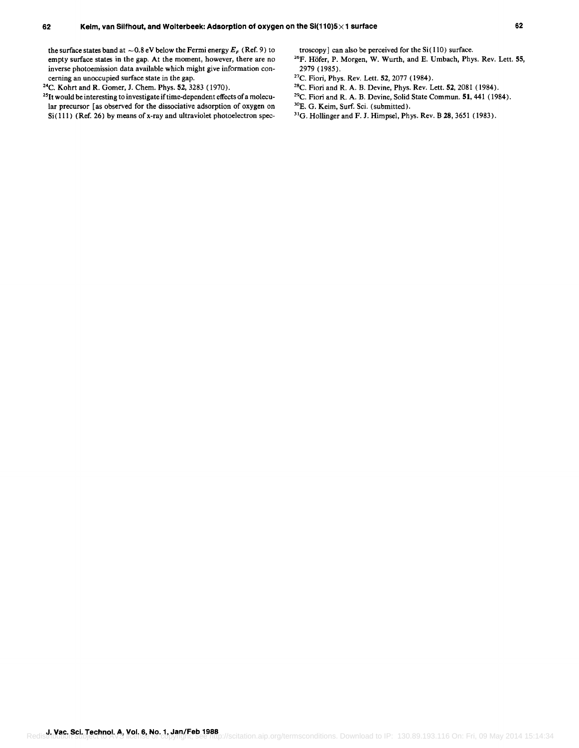the surface states band at ~0.8 eV below the Fermi energy $E_F$ (Ref. 9) to empty surface states in the gap. At the moment, however, there are no inverse photoemission data available which might give information concerning an unoccupied surface state in the gap.

[24]C. Kohrt and R. Gomer, J. Chem. Phys. **52**, 3283 (1970).

[25]It would be interesting to investigate if time-dependent effects of a molecular precursor [as observed for the dissociative adsorption of oxygen on Si(111) (Ref. 26) by means of x-ray and ultraviolet photoelectron spectroscopy] can also be perceived for the Si(110) surface.

[26]F. Höfer, P. Morgen, W. Wurth, and E. Umbach, Phys. Rev. Lett. **55**, 2979 (1985).

[27]C. Fiori, Phys. Rev. Lett. **52**, 2077 (1984).

[28]C. Fiori and R. A. B. Devine, Phys. Rev. Lett. **52**, 2081 (1984).

[29]C. Fiori and R. A. B. Devine, Solid State Commun. **51**, 441 (1984).

[30]E. G. Keim, Surf. Sci. (submitted).

[31]G. Hollinger and F. J. Himpsel, Phys. Rev. B **28**, 3651 (1983).